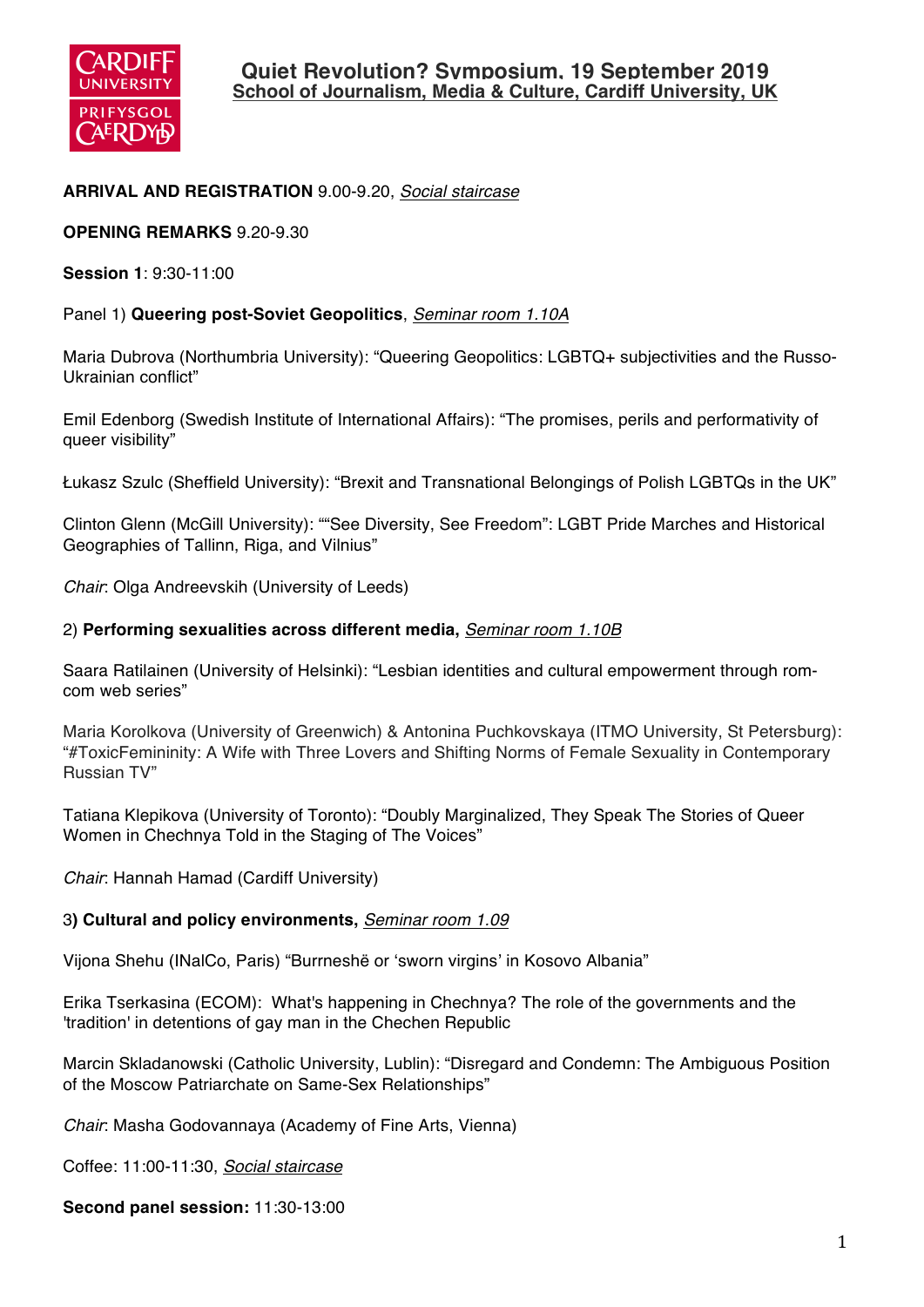# Quiet Revolution? Symposium, 19 September 2019

## School of Journalism, Media & Culture, Cardiff University, UK

**ARRIVAL AND REGISTRATION** 9.00-9.20, *Social staircase*

**OPENING REMARKS** 9.20-9.30

**Session 1**: 9:30-11:00

Panel 1) **Queering post-Soviet Geopolitics**, *Seminar room 1.10A*

Maria Dubrova (Northumbria University): "Queering Geopolitics: LGBTQ+ subjectivities and the Russo-Ukrainian conflict"

Emil Edenborg (Swedish Institute of International Affairs): "The promises, perils and performativity of queer visibility"

Łukasz Szulc (Sheffield University): "Brexit and Transnational Belongings of Polish LGBTQs in the UK"

Clinton Glenn (McGill University): ""See Diversity, See Freedom": LGBT Pride Marches and Historical Geographies of Tallinn, Riga, and Vilnius"

*Chair*: Olga Andreevskih (University of Leeds)

2) **Performing sexualities across different media,** *Seminar room 1.10B*

Saara Ratilainen (University of Helsinki): "Lesbian identities and cultural empowerment through rom-com web series"

Maria Korolkova (University of Greenwich) & Antonina Puchkovskaya (ITMO University, St Petersburg): "#ToxicFemininity: A Wife with Three Lovers and Shifting Norms of Female Sexuality in Contemporary Russian TV"

Tatiana Klepikova (University of Toronto): "Doubly Marginalized, They Speak The Stories of Queer Women in Chechnya Told in the Staging of The Voices"

*Chair*: Hannah Hamad (Cardiff University)

3**) Cultural and policy environments,** *Seminar room 1.09*

Vijona Shehu (INalCo, Paris) "Burrneshë or 'sworn virgins' in Kosovo Albania"

Erika Tserkasina (ECOM): What's happening in Chechnya? The role of the governments and the 'tradition' in detentions of gay man in the Chechen Republic

Marcin Skladanowski (Catholic University, Lublin): "Disregard and Condemn: The Ambiguous Position of the Moscow Patriarchate on Same-Sex Relationships"

*Chair*: Masha Godovannaya (Academy of Fine Arts, Vienna)

Coffee: 11:00-11:30, *Social staircase*

**Second panel session:** 11:30-13:00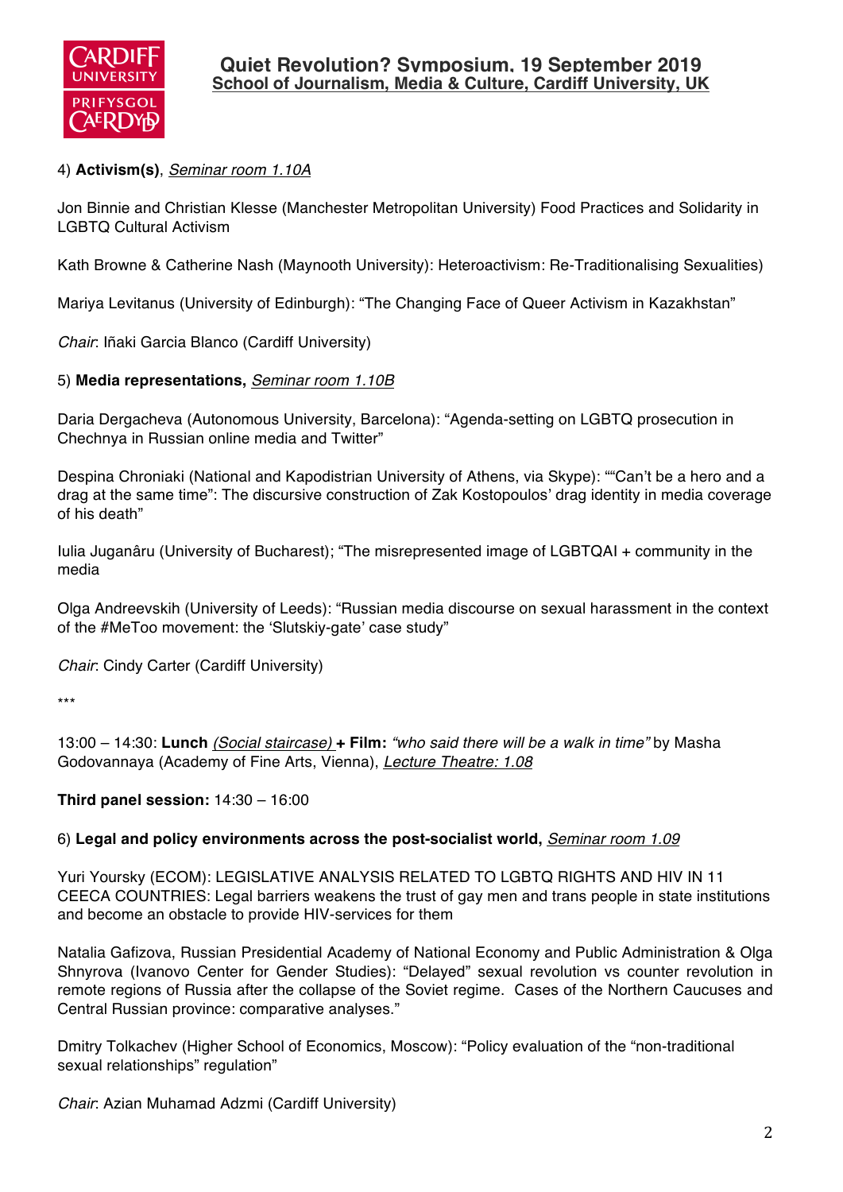4) **Activism(s)**, *Seminar room 1.10A*

Jon Binnie and Christian Klesse (Manchester Metropolitan University) Food Practices and Solidarity in LGBTQ Cultural Activism

Kath Browne & Catherine Nash (Maynooth University): Heteroactivism: Re-Traditionalising Sexualities)

Mariya Levitanus (University of Edinburgh): "The Changing Face of Queer Activism in Kazakhstan"

*Chair*: Iñaki Garcia Blanco (Cardiff University)

5) **Media representations,** *Seminar room 1.10B*

Daria Dergacheva (Autonomous University, Barcelona): "Agenda-setting on LGBTQ prosecution in Chechnya in Russian online media and Twitter"

Despina Chroniaki (National and Kapodistrian University of Athens, via Skype): ""Can't be a hero and a drag at the same time": The discursive construction of Zak Kostopoulos' drag identity in media coverage of his death"

Iulia Juganâru (University of Bucharest); "The misrepresented image of LGBTQAI + community in the media

Olga Andreevskih (University of Leeds): "Russian media discourse on sexual harassment in the context of the #MeToo movement: the 'Slutskiy-gate' case study"

*Chair*: Cindy Carter (Cardiff University)

***

13:00 – 14:30: **Lunch** *(Social staircase)* **+ Film:** *"who said there will be a walk in time"* by Masha Godovannaya (Academy of Fine Arts, Vienna), *Lecture Theatre: 1.08*

**Third panel session:** 14:30 – 16:00

6) **Legal and policy environments across the post-socialist world,** *Seminar room 1.09*

Yuri Yoursky (ECOM): LEGISLATIVE ANALYSIS RELATED TO LGBTQ RIGHTS AND HIV IN 11 CEECA COUNTRIES: Legal barriers weakens the trust of gay men and trans people in state institutions and become an obstacle to provide HIV-services for them

Natalia Gafizova, Russian Presidential Academy of National Economy and Public Administration & Olga Shnyrova (Ivanovo Center for Gender Studies): "Delayed" sexual revolution vs counter revolution in remote regions of Russia after the collapse of the Soviet regime. Cases of the Northern Caucuses and Central Russian province: comparative analyses."

Dmitry Tolkachev (Higher School of Economics, Moscow): "Policy evaluation of the "non-traditional sexual relationships" regulation"

*Chair*: Azian Muhamad Adzmi (Cardiff University)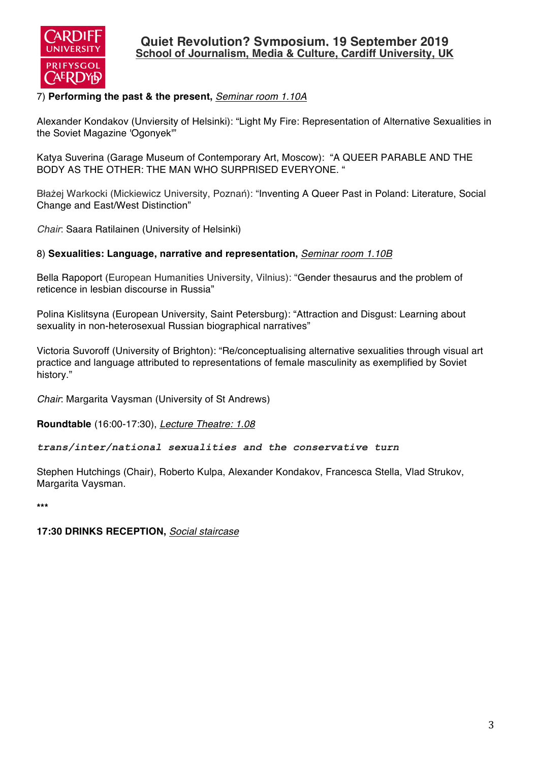7) **Performing the past & the present,** *Seminar room 1.10A*

Alexander Kondakov (Unviersity of Helsinki): "Light My Fire: Representation of Alternative Sexualities in the Soviet Magazine 'Ogonyek'"

Katya Suverina (Garage Museum of Contemporary Art, Moscow): "A QUEER PARABLE AND THE BODY AS THE OTHER: THE MAN WHO SURPRISED EVERYONE. "

Błażej Warkocki (Mickiewicz University, Poznań): "Inventing A Queer Past in Poland: Literature, Social Change and East/West Distinction"

*Chair*: Saara Ratilainen (University of Helsinki)

8) **Sexualities: Language, narrative and representation,** *Seminar room 1.10B*

Bella Rapoport (European Humanities University, Vilnius): "Gender thesaurus and the problem of reticence in lesbian discourse in Russia"

Polina Kislitsyna (European University, Saint Petersburg): "Attraction and Disgust: Learning about sexuality in non-heterosexual Russian biographical narratives"

Victoria Suvoroff (University of Brighton): "Re/conceptualising alternative sexualities through visual art practice and language attributed to representations of female masculinity as exemplified by Soviet history."

*Chair*: Margarita Vaysman (University of St Andrews)

**Roundtable** (16:00-17:30), *Lecture Theatre: 1.08*

***trans/inter/national sexualities and the conservative turn***

Stephen Hutchings (Chair), Roberto Kulpa, Alexander Kondakov, Francesca Stella, Vlad Strukov, Margarita Vaysman.

***

**17:30 DRINKS RECEPTION,** *Social staircase*